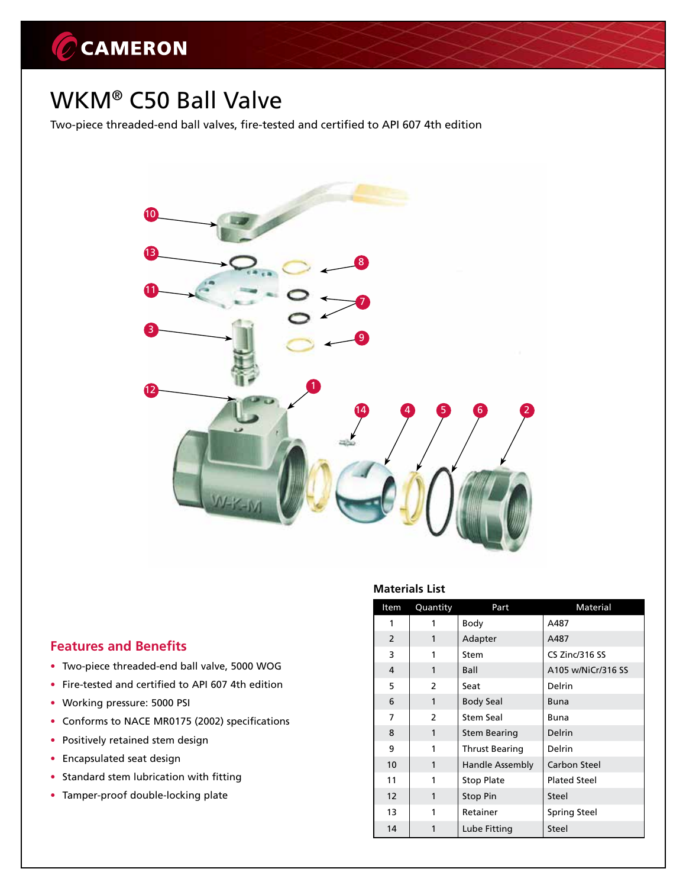CAMERON

# WKM® C50 Ball Valve

Two-piece threaded-end ball valves, fire-tested and certified to API 607 4th edition

## Features and Benefits

- Two-piece threaded-end ball valve, 5000 WOG
- Fire-tested and certified to API 607 4th edition
- Working pressure: 5000 PSI
- Conforms to NACE MR0175 (2002) specifications
- Positively retained stem design
- Encapsulated seat design
- Standard stem lubrication with fitting
- Tamper-proof double-locking plate

### Materials List

| Item | Quantity | Part | Material |
|---|---|---|---|
| 1 | 1 | Body | A487 |
| 2 | 1 | Adapter | A487 |
| 3 | 1 | Stem | CS Zinc/316 SS |
| 4 | 1 | Ball | A105 w/NiCr/316 SS |
| 5 | 2 | Seat | Delrin |
| 6 | 1 | Body Seal | Buna |
| 7 | 2 | Stem Seal | Buna |
| 8 | 1 | Stem Bearing | Delrin |
| 9 | 1 | Thrust Bearing | Delrin |
| 10 | 1 | Handle Assembly | Carbon Steel |
| 11 | 1 | Stop Plate | Plated Steel |
| 12 | 1 | Stop Pin | Steel |
| 13 | 1 | Retainer | Spring Steel |
| 14 | 1 | Lube Fitting | Steel |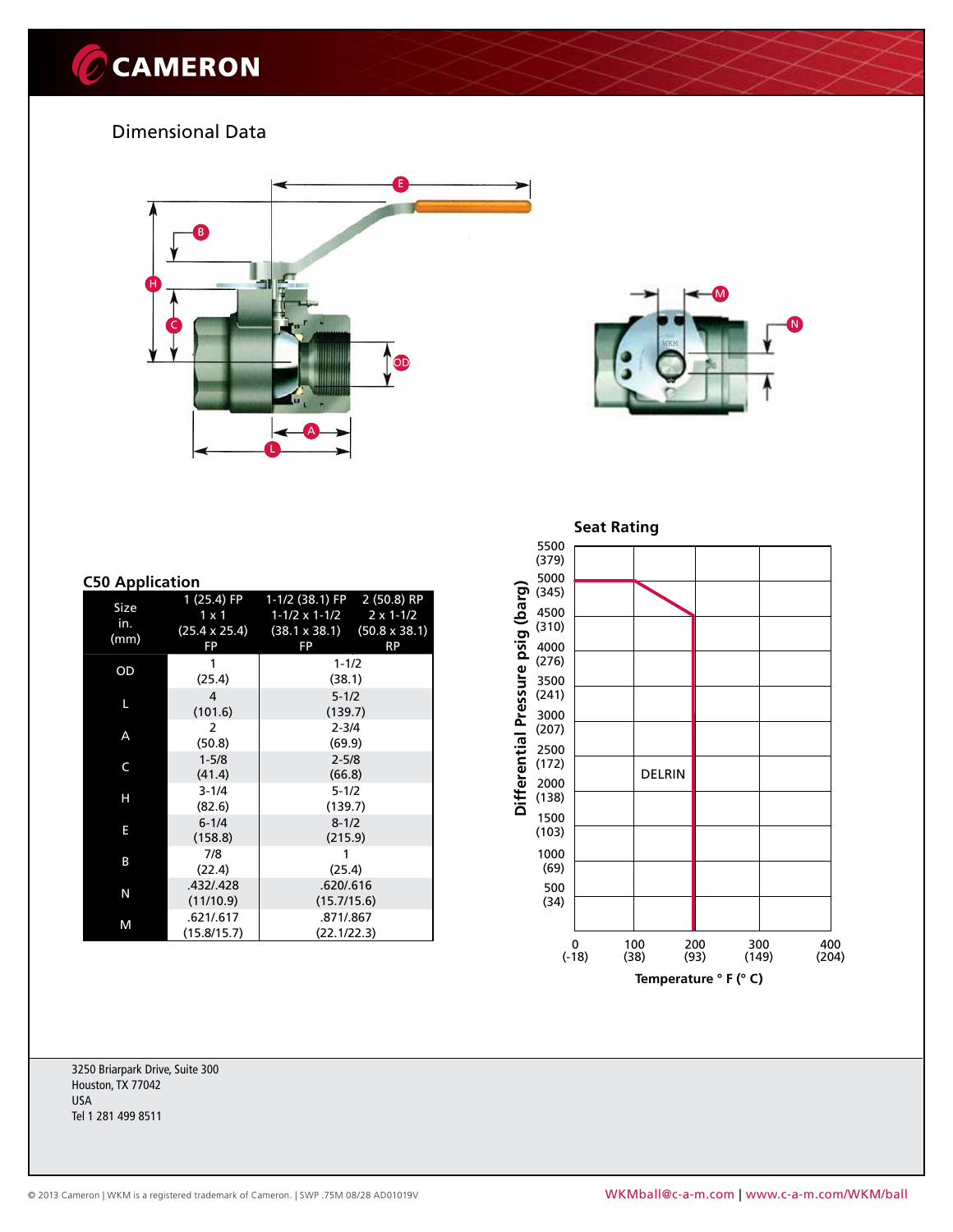## Dimensional Data

E
B
H
C
OD
A
L
M
N

### C50 Application

| Size in. (mm) | 1 (25.4) FP 1 x 1 (25.4 x 25.4) FP | 1-1/2 (38.1) FP 1-1/2 x 1-1/2 (38.1 x 38.1) FP | 2 (50.8) RP 2 x 1-1/2 (50.8 x 38.1) RP |
|---|---|---|---|
| OD | 1 (25.4) | 1-1/2 (38.1) | |
| L | 4 (101.6) | 5-1/2 (139.7) | |
| A | 2 (50.8) | 2-3/4 (69.9) | |
| C | 1-5/8 (41.4) | 2-5/8 (66.8) | |
| H | 3-1/4 (82.6) | 5-1/2 (139.7) | |
| E | 6-1/4 (158.8) | 8-1/2 (215.9) | |
| B | 7/8 (22.4) | 1 (25.4) | |
| N | .432/.428 (11/10.9) | .620/.616 (15.7/15.6) | |
| M | .621/.617 (15.8/15.7) | .871/.867 (22.1/22.3) | |

### Seat Rating

Differential Pressure psig (barg)

5500 (379)
5000 (345)
4500 (310)
4000 (276)
3500 (241)
3000 (207)
2500 (172)
2000 (138)
1500 (103)
1000 (69)
500 (34)

DELRIN

0 (-18)
100 (38)
200 (93)
300 (149)
400 (204)

Temperature ° F (° C)

3250 Briarpark Drive, Suite 300
Houston, TX 77042
USA
Tel 1 281 499 8511

© 2013 Cameron | WKM is a registered trademark of Cameron. | SWP .75M 08/28 AD01019V

WKMball@c-a-m.com | www.c-a-m.com/WKM/ball